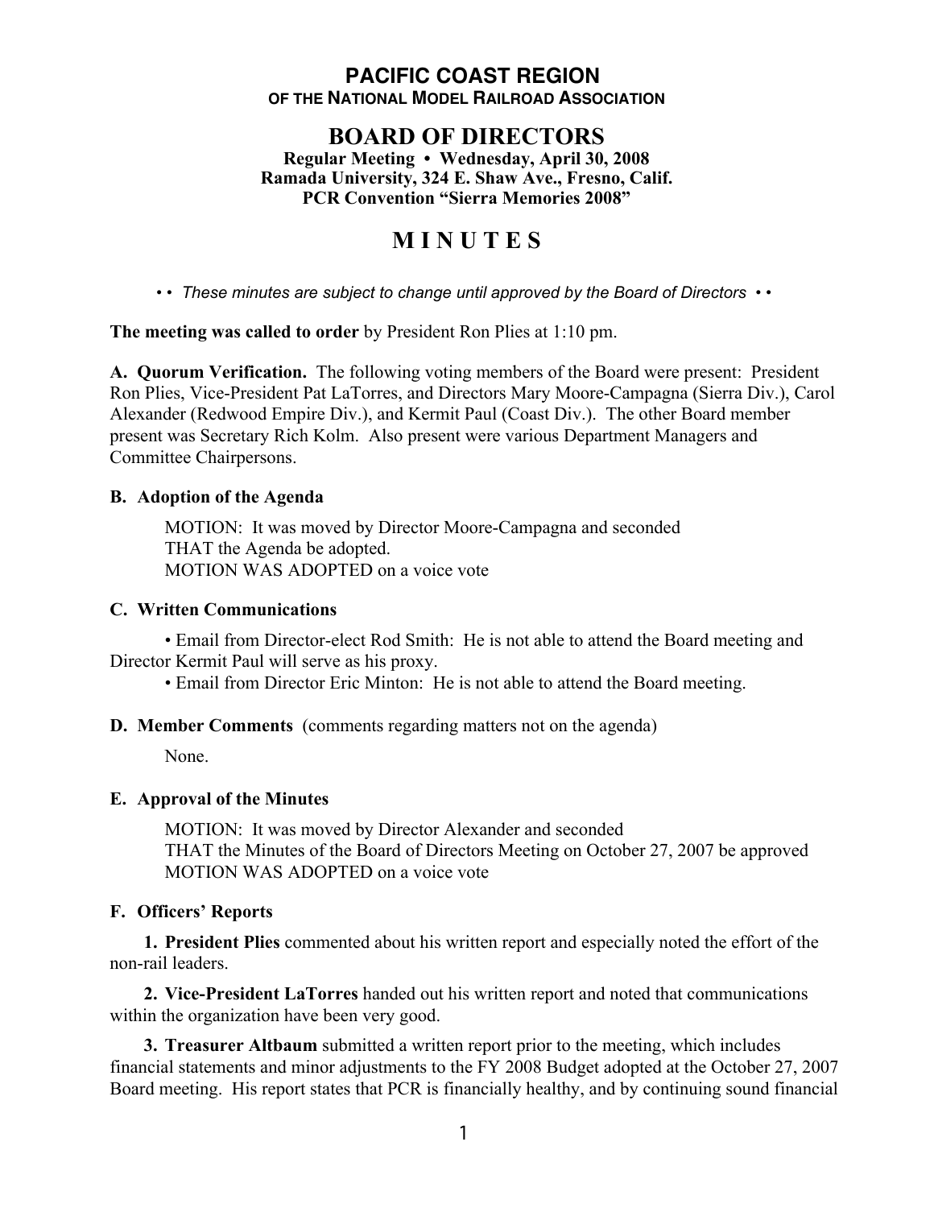# PACIFIC COAST REGION

### OF THE NATIONAL MODEL RAILROAD ASSOCIATION

## BOARD OF DIRECTORS

**Regular Meeting • Wednesday, April 30, 2008**
**Ramada University, 324 E. Shaw Ave., Fresno, Calif.**
**PCR Convention "Sierra Memories 2008"**

# M I N U T E S

*• • These minutes are subject to change until approved by the Board of Directors • •*

**The meeting was called to order** by President Ron Plies at 1:10 pm.

**A. Quorum Verification.** The following voting members of the Board were present: President Ron Plies, Vice-President Pat LaTorres, and Directors Mary Moore-Campagna (Sierra Div.), Carol Alexander (Redwood Empire Div.), and Kermit Paul (Coast Div.). The other Board member present was Secretary Rich Kolm. Also present were various Department Managers and Committee Chairpersons.

**B. Adoption of the Agenda**

MOTION: It was moved by Director Moore-Campagna and seconded
THAT the Agenda be adopted.
MOTION WAS ADOPTED on a voice vote

**C. Written Communications**

• Email from Director-elect Rod Smith: He is not able to attend the Board meeting and Director Kermit Paul will serve as his proxy.

• Email from Director Eric Minton: He is not able to attend the Board meeting.

**D. Member Comments** (comments regarding matters not on the agenda)

None.

**E. Approval of the Minutes**

MOTION: It was moved by Director Alexander and seconded
THAT the Minutes of the Board of Directors Meeting on October 27, 2007 be approved
MOTION WAS ADOPTED on a voice vote

**F. Officers' Reports**

**1. President Plies** commented about his written report and especially noted the effort of the non-rail leaders.

**2. Vice-President LaTorres** handed out his written report and noted that communications within the organization have been very good.

**3. Treasurer Altbaum** submitted a written report prior to the meeting, which includes financial statements and minor adjustments to the FY 2008 Budget adopted at the October 27, 2007 Board meeting. His report states that PCR is financially healthy, and by continuing sound financial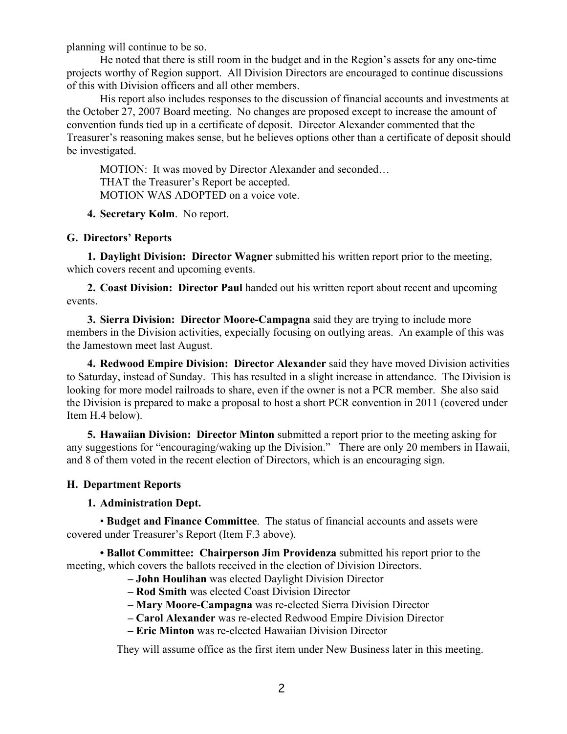planning will continue to be so.

He noted that there is still room in the budget and in the Region's assets for any one-time projects worthy of Region support. All Division Directors are encouraged to continue discussions of this with Division officers and all other members.

His report also includes responses to the discussion of financial accounts and investments at the October 27, 2007 Board meeting. No changes are proposed except to increase the amount of convention funds tied up in a certificate of deposit. Director Alexander commented that the Treasurer's reasoning makes sense, but he believes options other than a certificate of deposit should be investigated.

MOTION: It was moved by Director Alexander and seconded…
THAT the Treasurer's Report be accepted.
MOTION WAS ADOPTED on a voice vote.

4. **Secretary Kolm**. No report.

### G. Directors' Reports

1. **Daylight Division: Director Wagner** submitted his written report prior to the meeting, which covers recent and upcoming events.

2. **Coast Division: Director Paul** handed out his written report about recent and upcoming events.

3. **Sierra Division: Director Moore-Campagna** said they are trying to include more members in the Division activities, expecially focusing on outlying areas. An example of this was the Jamestown meet last August.

4. **Redwood Empire Division: Director Alexander** said they have moved Division activities to Saturday, instead of Sunday. This has resulted in a slight increase in attendance. The Division is looking for more model railroads to share, even if the owner is not a PCR member. She also said the Division is prepared to make a proposal to host a short PCR convention in 2011 (covered under Item H.4 below).

5. **Hawaiian Division: Director Minton** submitted a report prior to the meeting asking for any suggestions for "encouraging/waking up the Division." There are only 20 members in Hawaii, and 8 of them voted in the recent election of Directors, which is an encouraging sign.

### H. Department Reports

1. **Administration Dept.**

• **Budget and Finance Committee**. The status of financial accounts and assets were covered under Treasurer's Report (Item F.3 above).

**• Ballot Committee: Chairperson Jim Providenza** submitted his report prior to the meeting, which covers the ballots received in the election of Division Directors.

– **John Houlihan** was elected Daylight Division Director
– **Rod Smith** was elected Coast Division Director
– **Mary Moore-Campagna** was re-elected Sierra Division Director
– **Carol Alexander** was re-elected Redwood Empire Division Director
– **Eric Minton** was re-elected Hawaiian Division Director

They will assume office as the first item under New Business later in this meeting.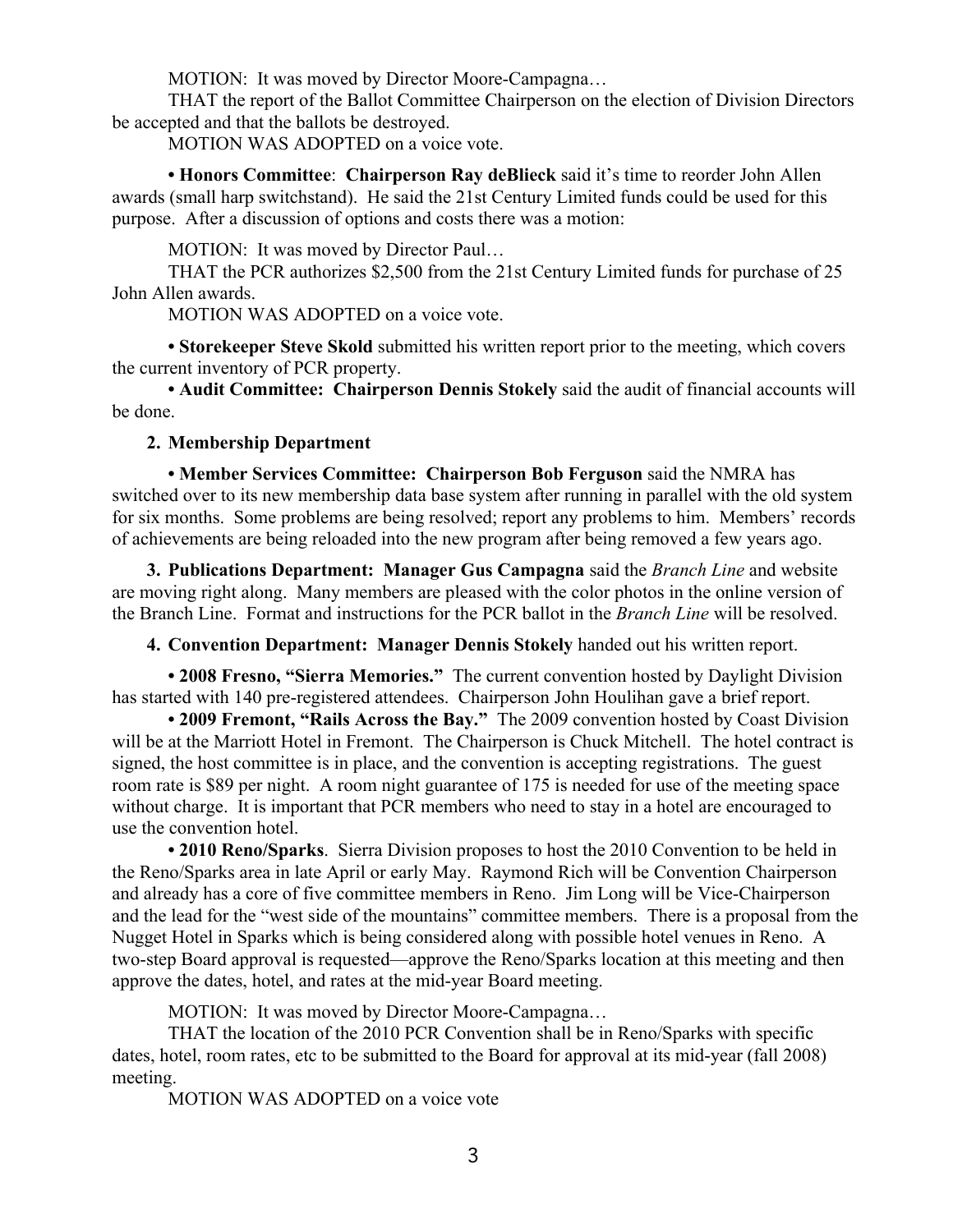MOTION: It was moved by Director Moore-Campagna…

THAT the report of the Ballot Committee Chairperson on the election of Division Directors be accepted and that the ballots be destroyed.

MOTION WAS ADOPTED on a voice vote.

**• Honors Committee**: **Chairperson Ray deBlieck** said it's time to reorder John Allen awards (small harp switchstand). He said the 21st Century Limited funds could be used for this purpose. After a discussion of options and costs there was a motion:

MOTION: It was moved by Director Paul…

THAT the PCR authorizes $2,500 from the 21st Century Limited funds for purchase of 25 John Allen awards.

MOTION WAS ADOPTED on a voice vote.

**• Storekeeper Steve Skold** submitted his written report prior to the meeting, which covers the current inventory of PCR property.

**• Audit Committee: Chairperson Dennis Stokely** said the audit of financial accounts will be done.

**2. Membership Department**

**• Member Services Committee: Chairperson Bob Ferguson** said the NMRA has switched over to its new membership data base system after running in parallel with the old system for six months. Some problems are being resolved; report any problems to him. Members' records of achievements are being reloaded into the new program after being removed a few years ago.

**3. Publications Department: Manager Gus Campagna** said the *Branch Line* and website are moving right along. Many members are pleased with the color photos in the online version of the Branch Line. Format and instructions for the PCR ballot in the *Branch Line* will be resolved.

**4. Convention Department: Manager Dennis Stokely** handed out his written report.

**• 2008 Fresno, "Sierra Memories."** The current convention hosted by Daylight Division has started with 140 pre-registered attendees. Chairperson John Houlihan gave a brief report.

**• 2009 Fremont, "Rails Across the Bay."** The 2009 convention hosted by Coast Division will be at the Marriott Hotel in Fremont. The Chairperson is Chuck Mitchell. The hotel contract is signed, the host committee is in place, and the convention is accepting registrations. The guest room rate is $89 per night. A room night guarantee of 175 is needed for use of the meeting space without charge. It is important that PCR members who need to stay in a hotel are encouraged to use the convention hotel.

**• 2010 Reno/Sparks**. Sierra Division proposes to host the 2010 Convention to be held in the Reno/Sparks area in late April or early May. Raymond Rich will be Convention Chairperson and already has a core of five committee members in Reno. Jim Long will be Vice-Chairperson and the lead for the "west side of the mountains" committee members. There is a proposal from the Nugget Hotel in Sparks which is being considered along with possible hotel venues in Reno. A two-step Board approval is requested—approve the Reno/Sparks location at this meeting and then approve the dates, hotel, and rates at the mid-year Board meeting.

MOTION: It was moved by Director Moore-Campagna…

THAT the location of the 2010 PCR Convention shall be in Reno/Sparks with specific dates, hotel, room rates, etc to be submitted to the Board for approval at its mid-year (fall 2008) meeting.

MOTION WAS ADOPTED on a voice vote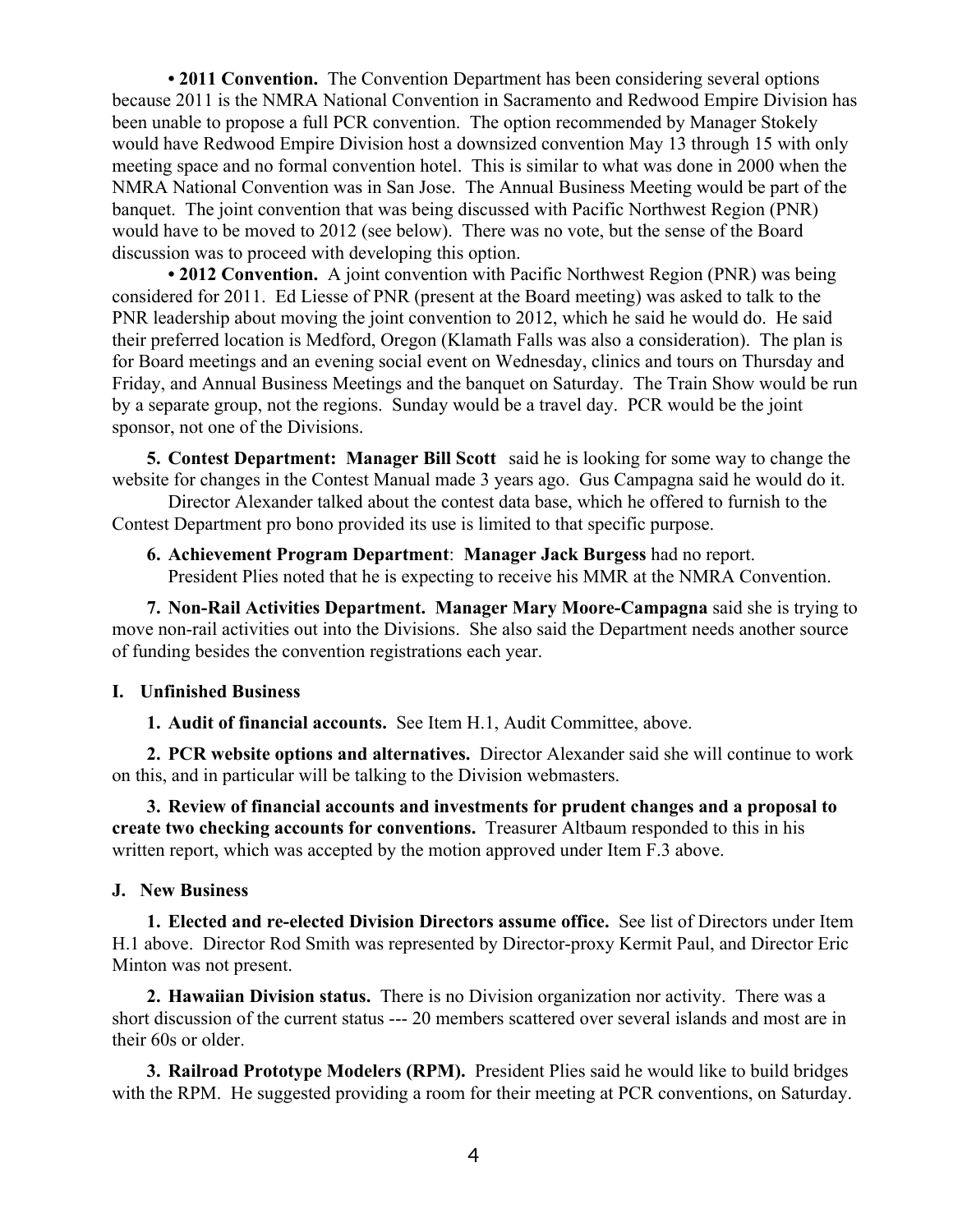**• 2011 Convention.** The Convention Department has been considering several options because 2011 is the NMRA National Convention in Sacramento and Redwood Empire Division has been unable to propose a full PCR convention. The option recommended by Manager Stokely would have Redwood Empire Division host a downsized convention May 13 through 15 with only meeting space and no formal convention hotel. This is similar to what was done in 2000 when the NMRA National Convention was in San Jose. The Annual Business Meeting would be part of the banquet. The joint convention that was being discussed with Pacific Northwest Region (PNR) would have to be moved to 2012 (see below). There was no vote, but the sense of the Board discussion was to proceed with developing this option.

**• 2012 Convention.** A joint convention with Pacific Northwest Region (PNR) was being considered for 2011. Ed Liesse of PNR (present at the Board meeting) was asked to talk to the PNR leadership about moving the joint convention to 2012, which he said he would do. He said their preferred location is Medford, Oregon (Klamath Falls was also a consideration). The plan is for Board meetings and an evening social event on Wednesday, clinics and tours on Thursday and Friday, and Annual Business Meetings and the banquet on Saturday. The Train Show would be run by a separate group, not the regions. Sunday would be a travel day. PCR would be the joint sponsor, not one of the Divisions.

**5. Contest Department: Manager Bill Scott** said he is looking for some way to change the website for changes in the Contest Manual made 3 years ago. Gus Campagna said he would do it.

Director Alexander talked about the contest data base, which he offered to furnish to the Contest Department pro bono provided its use is limited to that specific purpose.

**6. Achievement Program Department**: **Manager Jack Burgess** had no report.
President Plies noted that he is expecting to receive his MMR at the NMRA Convention.

**7. Non-Rail Activities Department. Manager Mary Moore-Campagna** said she is trying to move non-rail activities out into the Divisions. She also said the Department needs another source of funding besides the convention registrations each year.

**I. Unfinished Business**

**1. Audit of financial accounts.** See Item H.1, Audit Committee, above.

**2. PCR website options and alternatives.** Director Alexander said she will continue to work on this, and in particular will be talking to the Division webmasters.

**3. Review of financial accounts and investments for prudent changes and a proposal to create two checking accounts for conventions.** Treasurer Altbaum responded to this in his written report, which was accepted by the motion approved under Item F.3 above.

**J. New Business**

**1. Elected and re-elected Division Directors assume office.** See list of Directors under Item H.1 above. Director Rod Smith was represented by Director-proxy Kermit Paul, and Director Eric Minton was not present.

**2. Hawaiian Division status.** There is no Division organization nor activity. There was a short discussion of the current status --- 20 members scattered over several islands and most are in their 60s or older.

**3. Railroad Prototype Modelers (RPM).** President Plies said he would like to build bridges with the RPM. He suggested providing a room for their meeting at PCR conventions, on Saturday.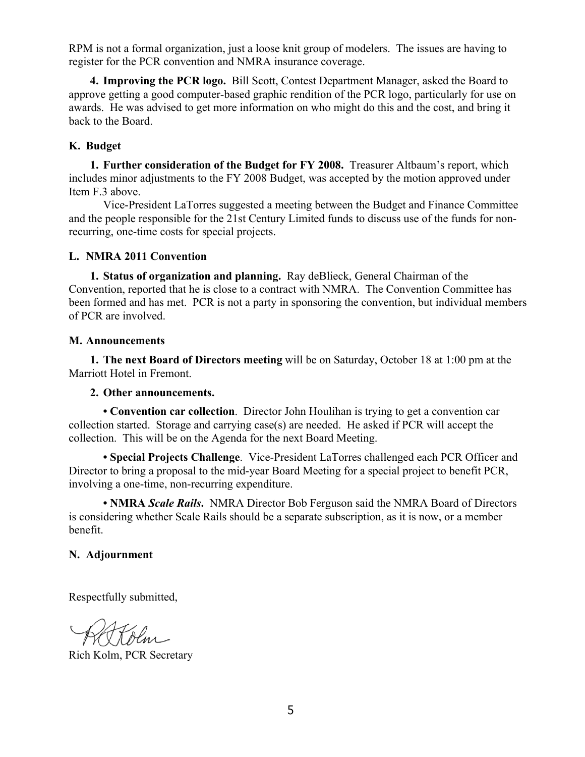RPM is not a formal organization, just a loose knit group of modelers. The issues are having to register for the PCR convention and NMRA insurance coverage.

**4. Improving the PCR logo.** Bill Scott, Contest Department Manager, asked the Board to approve getting a good computer-based graphic rendition of the PCR logo, particularly for use on awards. He was advised to get more information on who might do this and the cost, and bring it back to the Board.

### K. Budget

**1. Further consideration of the Budget for FY 2008.** Treasurer Altbaum's report, which includes minor adjustments to the FY 2008 Budget, was accepted by the motion approved under Item F.3 above.

Vice-President LaTorres suggested a meeting between the Budget and Finance Committee and the people responsible for the 21st Century Limited funds to discuss use of the funds for non-recurring, one-time costs for special projects.

### L. NMRA 2011 Convention

**1. Status of organization and planning.** Ray deBlieck, General Chairman of the Convention, reported that he is close to a contract with NMRA. The Convention Committee has been formed and has met. PCR is not a party in sponsoring the convention, but individual members of PCR are involved.

### M. Announcements

**1. The next Board of Directors meeting** will be on Saturday, October 18 at 1:00 pm at the Marriott Hotel in Fremont.

**2. Other announcements.**

**• Convention car collection**. Director John Houlihan is trying to get a convention car collection started. Storage and carrying case(s) are needed. He asked if PCR will accept the collection. This will be on the Agenda for the next Board Meeting.

**• Special Projects Challenge**. Vice-President LaTorres challenged each PCR Officer and Director to bring a proposal to the mid-year Board Meeting for a special project to benefit PCR, involving a one-time, non-recurring expenditure.

**• NMRA *Scale Rails*.** NMRA Director Bob Ferguson said the NMRA Board of Directors is considering whether Scale Rails should be a separate subscription, as it is now, or a member benefit.

### N. Adjournment

Respectfully submitted,

Rich Kolm, PCR Secretary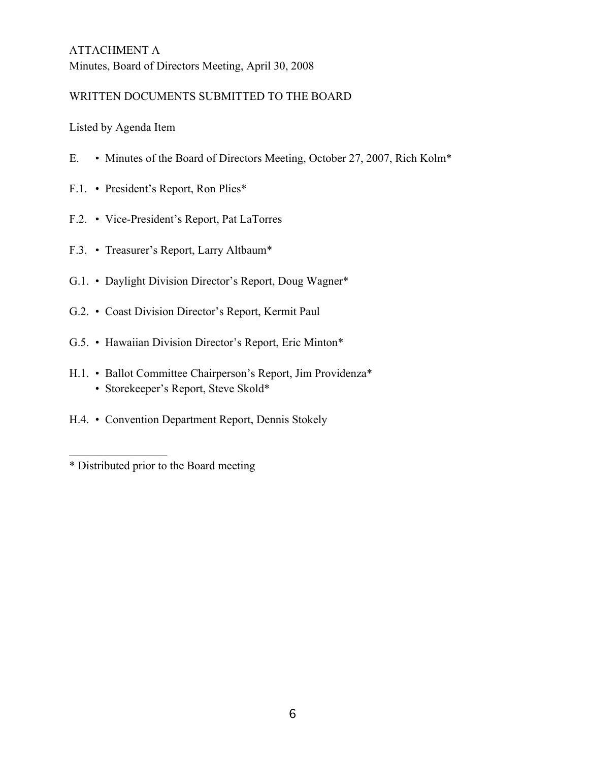ATTACHMENT A

Minutes, Board of Directors Meeting, April 30, 2008

WRITTEN DOCUMENTS SUBMITTED TO THE BOARD

Listed by Agenda Item

E. • Minutes of the Board of Directors Meeting, October 27, 2007, Rich Kolm*

F.1. • President's Report, Ron Plies*

F.2. • Vice-President's Report, Pat LaTorres

F.3. • Treasurer's Report, Larry Altbaum*

G.1. • Daylight Division Director's Report, Doug Wagner*

G.2. • Coast Division Director's Report, Kermit Paul

G.5. • Hawaiian Division Director's Report, Eric Minton*

H.1. • Ballot Committee Chairperson's Report, Jim Providenza*
  • Storekeeper's Report, Steve Skold*

H.4. • Convention Department Report, Dennis Stokely

---

* Distributed prior to the Board meeting